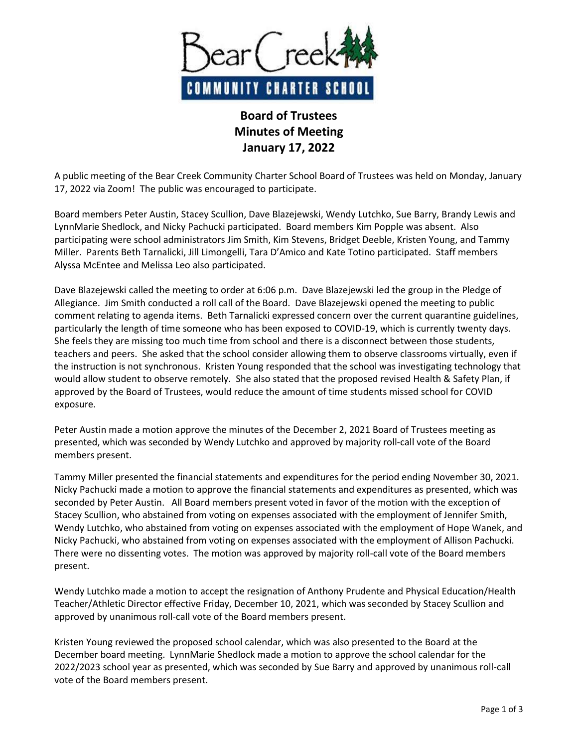# Bear Creek Community Charter School

## Board of Trustees
## Minutes of Meeting
## January 17, 2022

A public meeting of the Bear Creek Community Charter School Board of Trustees was held on Monday, January 17, 2022 via Zoom! The public was encouraged to participate.

Board members Peter Austin, Stacey Scullion, Dave Blazejewski, Wendy Lutchko, Sue Barry, Brandy Lewis and LynnMarie Shedlock, and Nicky Pachucki participated. Board members Kim Popple was absent. Also participating were school administrators Jim Smith, Kim Stevens, Bridget Deeble, Kristen Young, and Tammy Miller. Parents Beth Tarnalicki, Jill Limongelli, Tara D'Amico and Kate Totino participated. Staff members Alyssa McEntee and Melissa Leo also participated.

Dave Blazejewski called the meeting to order at 6:06 p.m. Dave Blazejewski led the group in the Pledge of Allegiance. Jim Smith conducted a roll call of the Board. Dave Blazejewski opened the meeting to public comment relating to agenda items. Beth Tarnalicki expressed concern over the current quarantine guidelines, particularly the length of time someone who has been exposed to COVID-19, which is currently twenty days. She feels they are missing too much time from school and there is a disconnect between those students, teachers and peers. She asked that the school consider allowing them to observe classrooms virtually, even if the instruction is not synchronous. Kristen Young responded that the school was investigating technology that would allow student to observe remotely. She also stated that the proposed revised Health & Safety Plan, if approved by the Board of Trustees, would reduce the amount of time students missed school for COVID exposure.

Peter Austin made a motion approve the minutes of the December 2, 2021 Board of Trustees meeting as presented, which was seconded by Wendy Lutchko and approved by majority roll-call vote of the Board members present.

Tammy Miller presented the financial statements and expenditures for the period ending November 30, 2021. Nicky Pachucki made a motion to approve the financial statements and expenditures as presented, which was seconded by Peter Austin. All Board members present voted in favor of the motion with the exception of Stacey Scullion, who abstained from voting on expenses associated with the employment of Jennifer Smith, Wendy Lutchko, who abstained from voting on expenses associated with the employment of Hope Wanek, and Nicky Pachucki, who abstained from voting on expenses associated with the employment of Allison Pachucki. There were no dissenting votes. The motion was approved by majority roll-call vote of the Board members present.

Wendy Lutchko made a motion to accept the resignation of Anthony Prudente and Physical Education/Health Teacher/Athletic Director effective Friday, December 10, 2021, which was seconded by Stacey Scullion and approved by unanimous roll-call vote of the Board members present.

Kristen Young reviewed the proposed school calendar, which was also presented to the Board at the December board meeting. LynnMarie Shedlock made a motion to approve the school calendar for the 2022/2023 school year as presented, which was seconded by Sue Barry and approved by unanimous roll-call vote of the Board members present.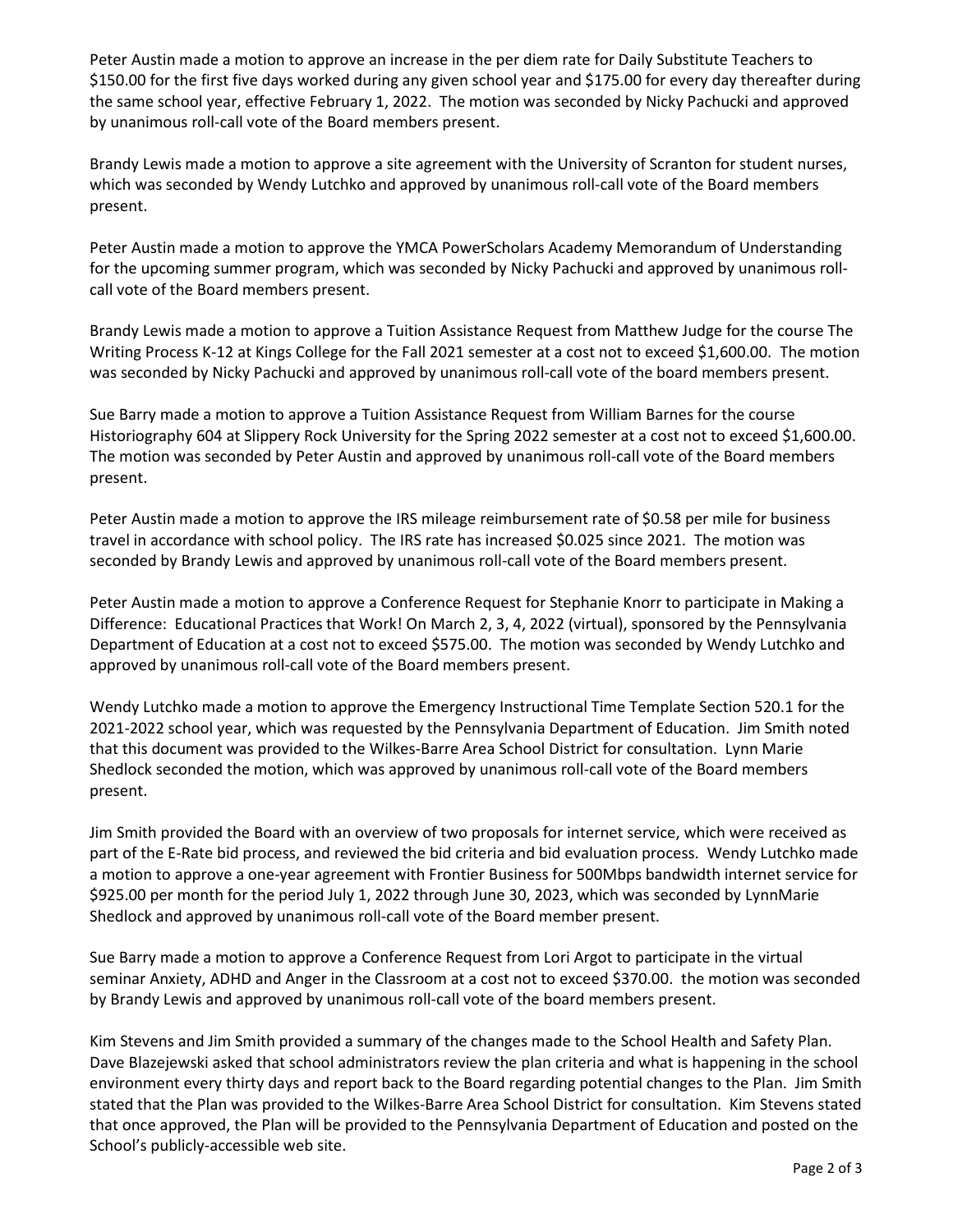Peter Austin made a motion to approve an increase in the per diem rate for Daily Substitute Teachers to $150.00 for the first five days worked during any given school year and $175.00 for every day thereafter during the same school year, effective February 1, 2022. The motion was seconded by Nicky Pachucki and approved by unanimous roll-call vote of the Board members present.

Brandy Lewis made a motion to approve a site agreement with the University of Scranton for student nurses, which was seconded by Wendy Lutchko and approved by unanimous roll-call vote of the Board members present.

Peter Austin made a motion to approve the YMCA PowerScholars Academy Memorandum of Understanding for the upcoming summer program, which was seconded by Nicky Pachucki and approved by unanimous roll-call vote of the Board members present.

Brandy Lewis made a motion to approve a Tuition Assistance Request from Matthew Judge for the course The Writing Process K-12 at Kings College for the Fall 2021 semester at a cost not to exceed $1,600.00. The motion was seconded by Nicky Pachucki and approved by unanimous roll-call vote of the board members present.

Sue Barry made a motion to approve a Tuition Assistance Request from William Barnes for the course Historiography 604 at Slippery Rock University for the Spring 2022 semester at a cost not to exceed $1,600.00. The motion was seconded by Peter Austin and approved by unanimous roll-call vote of the Board members present.

Peter Austin made a motion to approve the IRS mileage reimbursement rate of $0.58 per mile for business travel in accordance with school policy. The IRS rate has increased $0.025 since 2021. The motion was seconded by Brandy Lewis and approved by unanimous roll-call vote of the Board members present.

Peter Austin made a motion to approve a Conference Request for Stephanie Knorr to participate in Making a Difference: Educational Practices that Work! On March 2, 3, 4, 2022 (virtual), sponsored by the Pennsylvania Department of Education at a cost not to exceed $575.00. The motion was seconded by Wendy Lutchko and approved by unanimous roll-call vote of the Board members present.

Wendy Lutchko made a motion to approve the Emergency Instructional Time Template Section 520.1 for the 2021-2022 school year, which was requested by the Pennsylvania Department of Education. Jim Smith noted that this document was provided to the Wilkes-Barre Area School District for consultation. Lynn Marie Shedlock seconded the motion, which was approved by unanimous roll-call vote of the Board members present.

Jim Smith provided the Board with an overview of two proposals for internet service, which were received as part of the E-Rate bid process, and reviewed the bid criteria and bid evaluation process. Wendy Lutchko made a motion to approve a one-year agreement with Frontier Business for 500Mbps bandwidth internet service for $925.00 per month for the period July 1, 2022 through June 30, 2023, which was seconded by LynnMarie Shedlock and approved by unanimous roll-call vote of the Board member present.

Sue Barry made a motion to approve a Conference Request from Lori Argot to participate in the virtual seminar Anxiety, ADHD and Anger in the Classroom at a cost not to exceed $370.00. the motion was seconded by Brandy Lewis and approved by unanimous roll-call vote of the board members present.

Kim Stevens and Jim Smith provided a summary of the changes made to the School Health and Safety Plan. Dave Blazejewski asked that school administrators review the plan criteria and what is happening in the school environment every thirty days and report back to the Board regarding potential changes to the Plan. Jim Smith stated that the Plan was provided to the Wilkes-Barre Area School District for consultation. Kim Stevens stated that once approved, the Plan will be provided to the Pennsylvania Department of Education and posted on the School's publicly-accessible web site.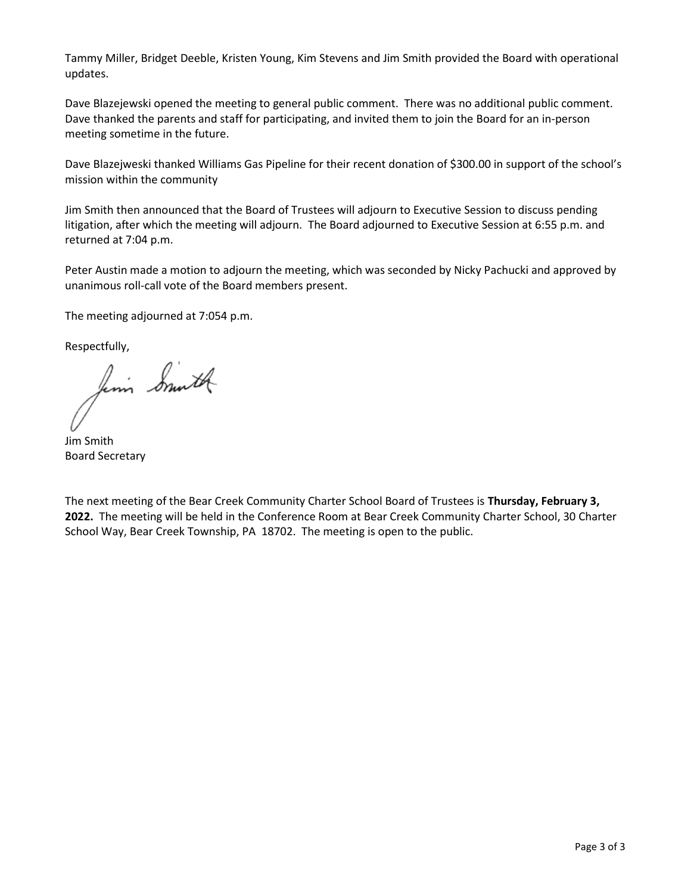Tammy Miller, Bridget Deeble, Kristen Young, Kim Stevens and Jim Smith provided the Board with operational updates.

Dave Blazejewski opened the meeting to general public comment. There was no additional public comment. Dave thanked the parents and staff for participating, and invited them to join the Board for an in-person meeting sometime in the future.

Dave Blazejweski thanked Williams Gas Pipeline for their recent donation of $300.00 in support of the school's mission within the community

Jim Smith then announced that the Board of Trustees will adjourn to Executive Session to discuss pending litigation, after which the meeting will adjourn. The Board adjourned to Executive Session at 6:55 p.m. and returned at 7:04 p.m.

Peter Austin made a motion to adjourn the meeting, which was seconded by Nicky Pachucki and approved by unanimous roll-call vote of the Board members present.

The meeting adjourned at 7:054 p.m.

Respectfully,

Jim Smith
Board Secretary

The next meeting of the Bear Creek Community Charter School Board of Trustees is **Thursday, February 3, 2022.** The meeting will be held in the Conference Room at Bear Creek Community Charter School, 30 Charter School Way, Bear Creek Township, PA 18702. The meeting is open to the public.